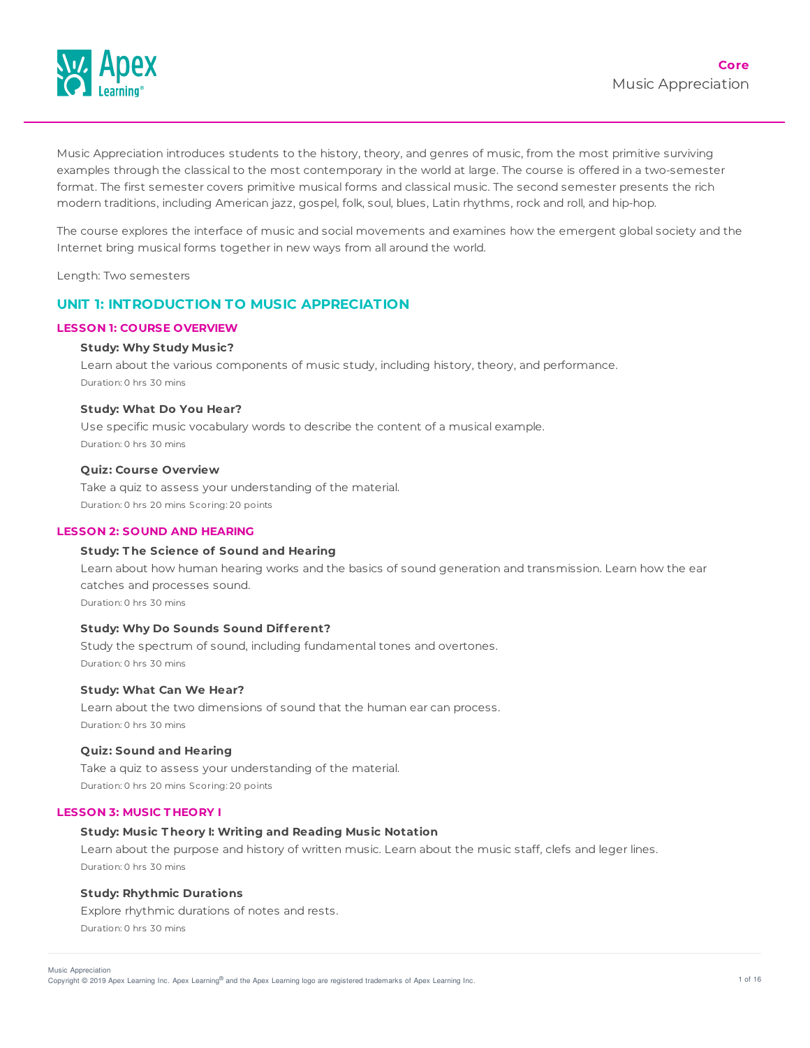# Music Appreciation

**Core**

Music Appreciation introduces students to the history, theory, and genres of music, from the most primitive surviving examples through the classical to the most contemporary in the world at large. The course is offered in a two-semester format. The first semester covers primitive musical forms and classical music. The second semester presents the rich modern traditions, including American jazz, gospel, folk, soul, blues, Latin rhythms, rock and roll, and hip-hop.

The course explores the interface of music and social movements and examines how the emergent global society and the Internet bring musical forms together in new ways from all around the world.

Length: Two semesters

## UNIT 1: INTRODUCTION TO MUSIC APPRECIATION

### LESSON 1: COURSE OVERVIEW

**Study: Why Study Music?**

Learn about the various components of music study, including history, theory, and performance.

Duration: 0 hrs 30 mins

**Study: What Do You Hear?**

Use specific music vocabulary words to describe the content of a musical example.

Duration: 0 hrs 30 mins

**Quiz: Course Overview**

Take a quiz to assess your understanding of the material.

Duration: 0 hrs 20 mins Scoring: 20 points

### LESSON 2: SOUND AND HEARING

**Study: The Science of Sound and Hearing**

Learn about how human hearing works and the basics of sound generation and transmission. Learn how the ear catches and processes sound.

Duration: 0 hrs 30 mins

**Study: Why Do Sounds Sound Different?**

Study the spectrum of sound, including fundamental tones and overtones.

Duration: 0 hrs 30 mins

**Study: What Can We Hear?**

Learn about the two dimensions of sound that the human ear can process.

Duration: 0 hrs 30 mins

**Quiz: Sound and Hearing**

Take a quiz to assess your understanding of the material.

Duration: 0 hrs 20 mins Scoring: 20 points

### LESSON 3: MUSIC THEORY I

**Study: Music Theory I: Writing and Reading Music Notation**

Learn about the purpose and history of written music. Learn about the music staff, clefs and leger lines.

Duration: 0 hrs 30 mins

**Study: Rhythmic Durations**

Explore rhythmic durations of notes and rests.

Duration: 0 hrs 30 mins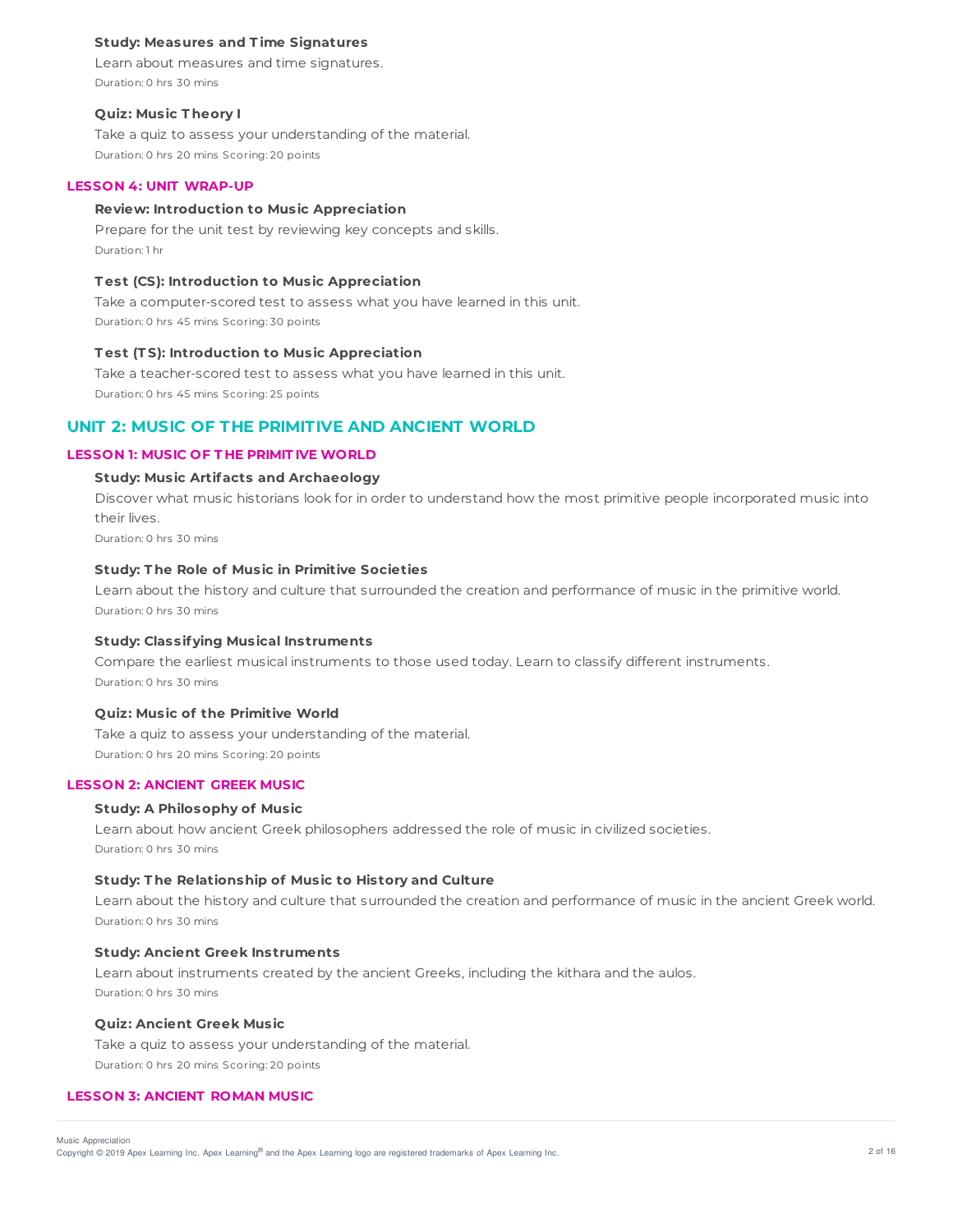#### Study: Measures and Time Signatures

Learn about measures and time signatures.

Duration: 0 hrs 30 mins

#### Quiz: Music Theory I

Take a quiz to assess your understanding of the material.

Duration: 0 hrs 20 mins Scoring: 20 points

### LESSON 4: UNIT WRAP-UP

#### Review: Introduction to Music Appreciation

Prepare for the unit test by reviewing key concepts and skills.

Duration: 1 hr

#### Test (CS): Introduction to Music Appreciation

Take a computer-scored test to assess what you have learned in this unit.

Duration: 0 hrs 45 mins Scoring: 30 points

#### Test (TS): Introduction to Music Appreciation

Take a teacher-scored test to assess what you have learned in this unit.

Duration: 0 hrs 45 mins Scoring: 25 points

## UNIT 2: MUSIC OF THE PRIMITIVE AND ANCIENT WORLD

### LESSON 1: MUSIC OF THE PRIMITIVE WORLD

#### Study: Music Artifacts and Archaeology

Discover what music historians look for in order to understand how the most primitive people incorporated music into their lives.

Duration: 0 hrs 30 mins

#### Study: The Role of Music in Primitive Societies

Learn about the history and culture that surrounded the creation and performance of music in the primitive world.

Duration: 0 hrs 30 mins

#### Study: Classifying Musical Instruments

Compare the earliest musical instruments to those used today. Learn to classify different instruments.

Duration: 0 hrs 30 mins

#### Quiz: Music of the Primitive World

Take a quiz to assess your understanding of the material.

Duration: 0 hrs 20 mins Scoring: 20 points

### LESSON 2: ANCIENT GREEK MUSIC

#### Study: A Philosophy of Music

Learn about how ancient Greek philosophers addressed the role of music in civilized societies.

Duration: 0 hrs 30 mins

#### Study: The Relationship of Music to History and Culture

Learn about the history and culture that surrounded the creation and performance of music in the ancient Greek world.

Duration: 0 hrs 30 mins

#### Study: Ancient Greek Instruments

Learn about instruments created by the ancient Greeks, including the kithara and the aulos.

Duration: 0 hrs 30 mins

#### Quiz: Ancient Greek Music

Take a quiz to assess your understanding of the material.

Duration: 0 hrs 20 mins Scoring: 20 points

### LESSON 3: ANCIENT ROMAN MUSIC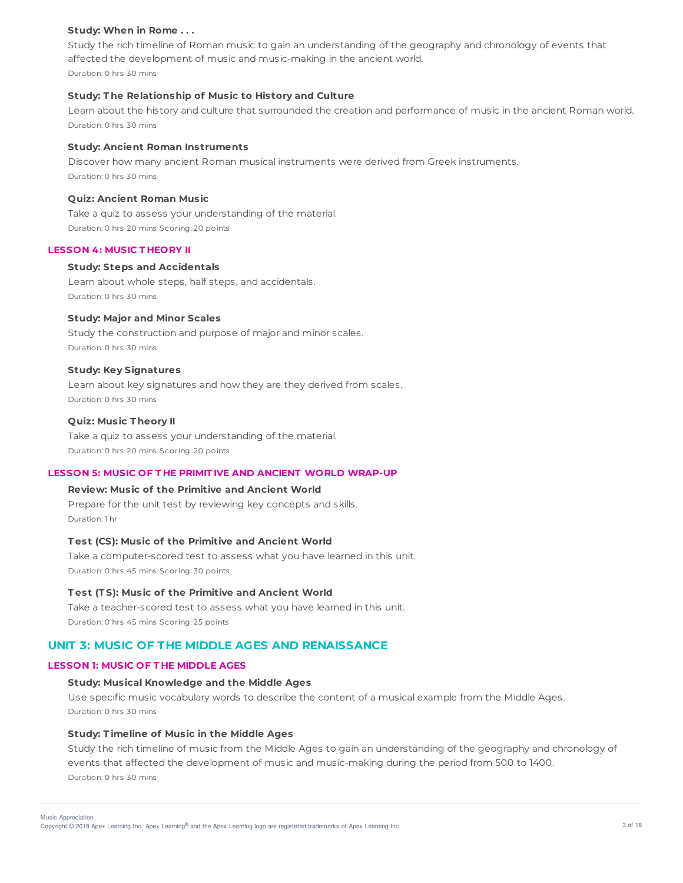**Study: When in Rome . . .**

Study the rich timeline of Roman music to gain an understanding of the geography and chronology of events that affected the development of music and music-making in the ancient world.

Duration: 0 hrs 30 mins

**Study: The Relationship of Music to History and Culture**

Learn about the history and culture that surrounded the creation and performance of music in the ancient Roman world.

Duration: 0 hrs 30 mins

**Study: Ancient Roman Instruments**

Discover how many ancient Roman musical instruments were derived from Greek instruments.

Duration: 0 hrs 30 mins

**Quiz: Ancient Roman Music**

Take a quiz to assess your understanding of the material.

Duration: 0 hrs 20 mins Scoring: 20 points

### LESSON 4: MUSIC THEORY II

**Study: Steps and Accidentals**

Learn about whole steps, half steps, and accidentals.

Duration: 0 hrs 30 mins

**Study: Major and Minor Scales**

Study the construction and purpose of major and minor scales.

Duration: 0 hrs 30 mins

**Study: Key Signatures**

Learn about key signatures and how they are they derived from scales.

Duration: 0 hrs 30 mins

**Quiz: Music Theory II**

Take a quiz to assess your understanding of the material.

Duration: 0 hrs 20 mins Scoring: 20 points

### LESSON 5: MUSIC OF THE PRIMITIVE AND ANCIENT WORLD WRAP-UP

**Review: Music of the Primitive and Ancient World**

Prepare for the unit test by reviewing key concepts and skills.

Duration: 1 hr

**Test (CS): Music of the Primitive and Ancient World**

Take a computer-scored test to assess what you have learned in this unit.

Duration: 0 hrs 45 mins Scoring: 30 points

**Test (TS): Music of the Primitive and Ancient World**

Take a teacher-scored test to assess what you have learned in this unit.

Duration: 0 hrs 45 mins Scoring: 25 points

## UNIT 3: MUSIC OF THE MIDDLE AGES AND RENAISSANCE

### LESSON 1: MUSIC OF THE MIDDLE AGES

**Study: Musical Knowledge and the Middle Ages**

Use specific music vocabulary words to describe the content of a musical example from the Middle Ages.

Duration: 0 hrs 30 mins

**Study: Timeline of Music in the Middle Ages**

Study the rich timeline of music from the Middle Ages to gain an understanding of the geography and chronology of events that affected the development of music and music-making during the period from 500 to 1400.

Duration: 0 hrs 30 mins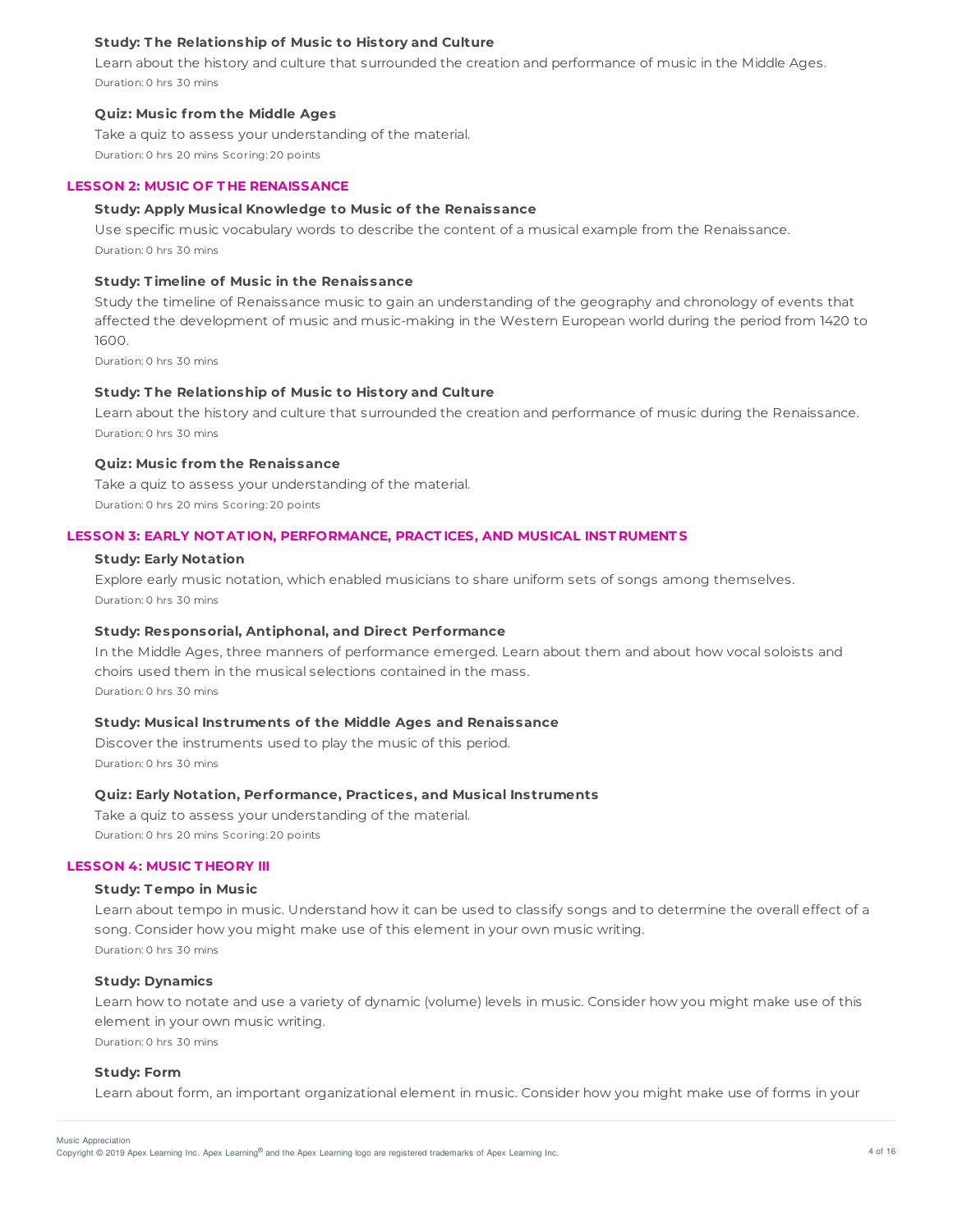#### Study: The Relationship of Music to History and Culture

Learn about the history and culture that surrounded the creation and performance of music in the Middle Ages.

Duration: 0 hrs 30 mins

#### Quiz: Music from the Middle Ages

Take a quiz to assess your understanding of the material.

Duration: 0 hrs 20 mins Scoring: 20 points

### LESSON 2: MUSIC OF THE RENAISSANCE

#### Study: Apply Musical Knowledge to Music of the Renaissance

Use specific music vocabulary words to describe the content of a musical example from the Renaissance.

Duration: 0 hrs 30 mins

#### Study: Timeline of Music in the Renaissance

Study the timeline of Renaissance music to gain an understanding of the geography and chronology of events that affected the development of music and music-making in the Western European world during the period from 1420 to 1600.

Duration: 0 hrs 30 mins

#### Study: The Relationship of Music to History and Culture

Learn about the history and culture that surrounded the creation and performance of music during the Renaissance.

Duration: 0 hrs 30 mins

#### Quiz: Music from the Renaissance

Take a quiz to assess your understanding of the material.

Duration: 0 hrs 20 mins Scoring: 20 points

### LESSON 3: EARLY NOTATION, PERFORMANCE, PRACTICES, AND MUSICAL INSTRUMENTS

#### Study: Early Notation

Explore early music notation, which enabled musicians to share uniform sets of songs among themselves.

Duration: 0 hrs 30 mins

#### Study: Responsorial, Antiphonal, and Direct Performance

In the Middle Ages, three manners of performance emerged. Learn about them and about how vocal soloists and choirs used them in the musical selections contained in the mass.

Duration: 0 hrs 30 mins

#### Study: Musical Instruments of the Middle Ages and Renaissance

Discover the instruments used to play the music of this period.

Duration: 0 hrs 30 mins

#### Quiz: Early Notation, Performance, Practices, and Musical Instruments

Take a quiz to assess your understanding of the material.

Duration: 0 hrs 20 mins Scoring: 20 points

### LESSON 4: MUSIC THEORY III

#### Study: Tempo in Music

Learn about tempo in music. Understand how it can be used to classify songs and to determine the overall effect of a song. Consider how you might make use of this element in your own music writing.

Duration: 0 hrs 30 mins

#### Study: Dynamics

Learn how to notate and use a variety of dynamic (volume) levels in music. Consider how you might make use of this element in your own music writing.

Duration: 0 hrs 30 mins

#### Study: Form

Learn about form, an important organizational element in music. Consider how you might make use of forms in your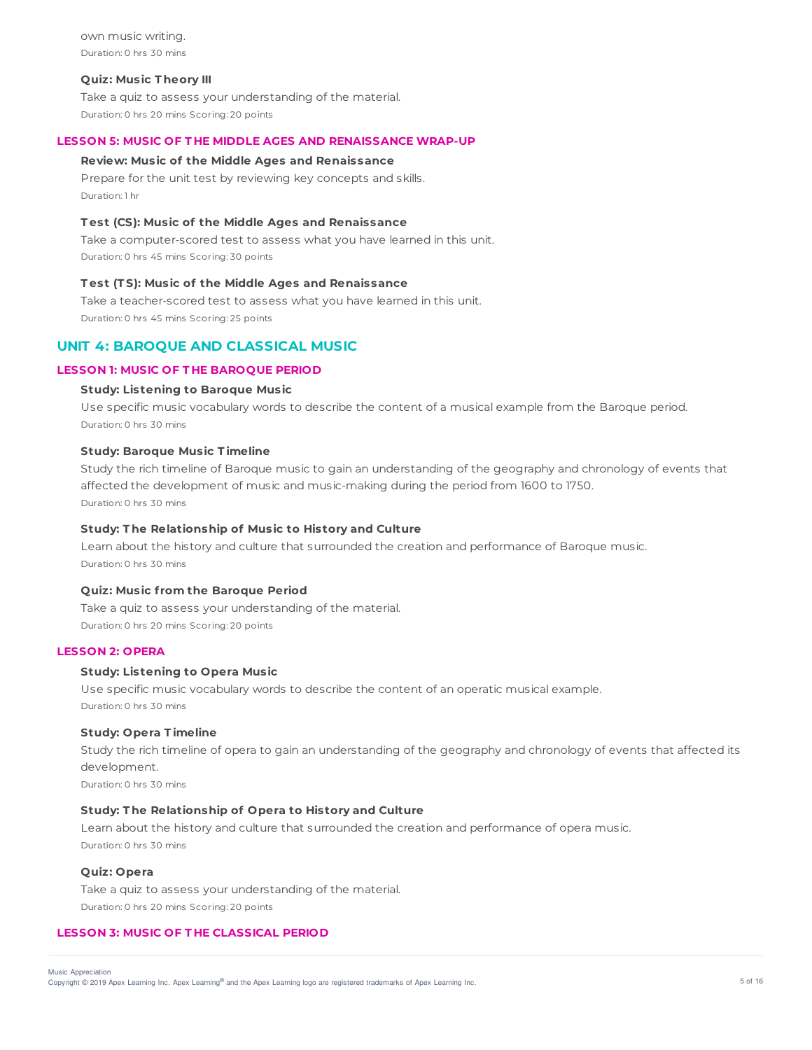own music writing.
Duration: 0 hrs 30 mins

**Quiz: Music Theory III**

Take a quiz to assess your understanding of the material.
Duration: 0 hrs 20 mins Scoring: 20 points

### LESSON 5: MUSIC OF THE MIDDLE AGES AND RENAISSANCE WRAP-UP

**Review: Music of the Middle Ages and Renaissance**

Prepare for the unit test by reviewing key concepts and skills.
Duration: 1 hr

**Test (CS): Music of the Middle Ages and Renaissance**

Take a computer-scored test to assess what you have learned in this unit.
Duration: 0 hrs 45 mins Scoring: 30 points

**Test (TS): Music of the Middle Ages and Renaissance**

Take a teacher-scored test to assess what you have learned in this unit.
Duration: 0 hrs 45 mins Scoring: 25 points

## UNIT 4: BAROQUE AND CLASSICAL MUSIC

### LESSON 1: MUSIC OF THE BAROQUE PERIOD

**Study: Listening to Baroque Music**

Use specific music vocabulary words to describe the content of a musical example from the Baroque period.
Duration: 0 hrs 30 mins

**Study: Baroque Music Timeline**

Study the rich timeline of Baroque music to gain an understanding of the geography and chronology of events that affected the development of music and music-making during the period from 1600 to 1750.
Duration: 0 hrs 30 mins

**Study: The Relationship of Music to History and Culture**

Learn about the history and culture that surrounded the creation and performance of Baroque music.
Duration: 0 hrs 30 mins

**Quiz: Music from the Baroque Period**

Take a quiz to assess your understanding of the material.
Duration: 0 hrs 20 mins Scoring: 20 points

### LESSON 2: OPERA

**Study: Listening to Opera Music**

Use specific music vocabulary words to describe the content of an operatic musical example.
Duration: 0 hrs 30 mins

**Study: Opera Timeline**

Study the rich timeline of opera to gain an understanding of the geography and chronology of events that affected its development.
Duration: 0 hrs 30 mins

**Study: The Relationship of Opera to History and Culture**

Learn about the history and culture that surrounded the creation and performance of opera music.
Duration: 0 hrs 30 mins

**Quiz: Opera**

Take a quiz to assess your understanding of the material.
Duration: 0 hrs 20 mins Scoring: 20 points

### LESSON 3: MUSIC OF THE CLASSICAL PERIOD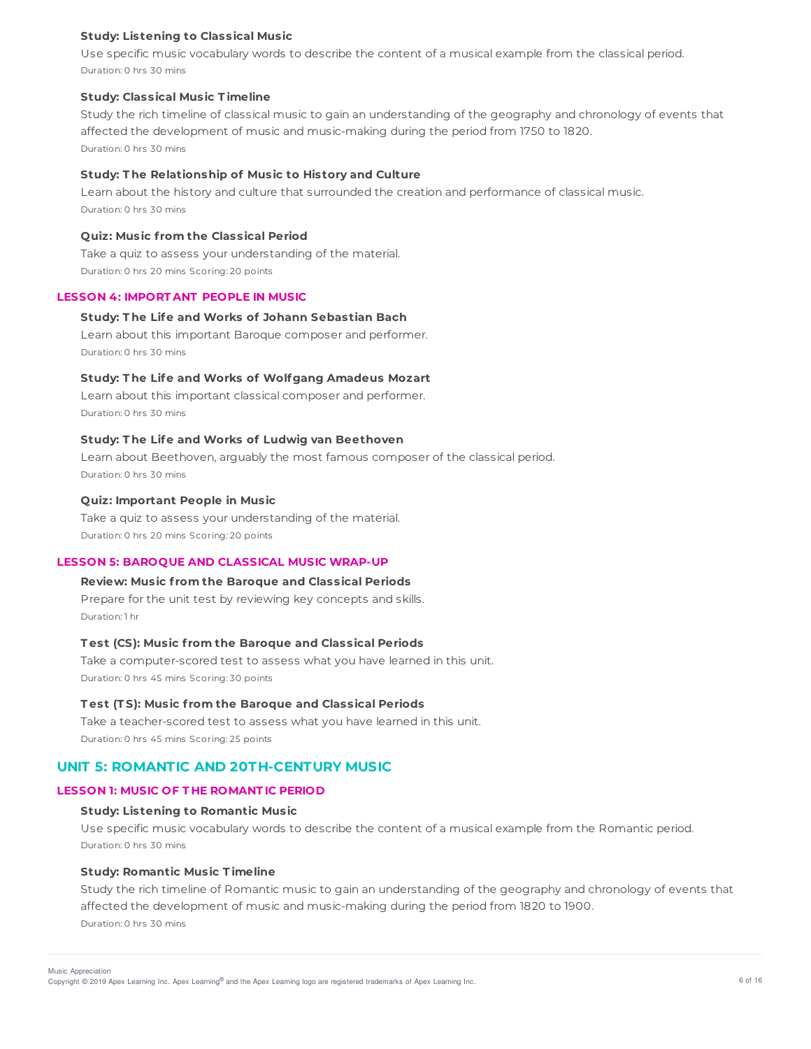**Study: Listening to Classical Music**

Use specific music vocabulary words to describe the content of a musical example from the classical period.

Duration: 0 hrs 30 mins

**Study: Classical Music Timeline**

Study the rich timeline of classical music to gain an understanding of the geography and chronology of events that affected the development of music and music-making during the period from 1750 to 1820.

Duration: 0 hrs 30 mins

**Study: The Relationship of Music to History and Culture**

Learn about the history and culture that surrounded the creation and performance of classical music.

Duration: 0 hrs 30 mins

**Quiz: Music from the Classical Period**

Take a quiz to assess your understanding of the material.

Duration: 0 hrs 20 mins Scoring: 20 points

### LESSON 4: IMPORTANT PEOPLE IN MUSIC

**Study: The Life and Works of Johann Sebastian Bach**

Learn about this important Baroque composer and performer.

Duration: 0 hrs 30 mins

**Study: The Life and Works of Wolfgang Amadeus Mozart**

Learn about this important classical composer and performer.

Duration: 0 hrs 30 mins

**Study: The Life and Works of Ludwig van Beethoven**

Learn about Beethoven, arguably the most famous composer of the classical period.

Duration: 0 hrs 30 mins

**Quiz: Important People in Music**

Take a quiz to assess your understanding of the material.

Duration: 0 hrs 20 mins Scoring: 20 points

### LESSON 5: BAROQUE AND CLASSICAL MUSIC WRAP-UP

**Review: Music from the Baroque and Classical Periods**

Prepare for the unit test by reviewing key concepts and skills.

Duration: 1 hr

**Test (CS): Music from the Baroque and Classical Periods**

Take a computer-scored test to assess what you have learned in this unit.

Duration: 0 hrs 45 mins Scoring: 30 points

**Test (TS): Music from the Baroque and Classical Periods**

Take a teacher-scored test to assess what you have learned in this unit.

Duration: 0 hrs 45 mins Scoring: 25 points

## UNIT 5: ROMANTIC AND 20TH-CENTURY MUSIC

### LESSON 1: MUSIC OF THE ROMANTIC PERIOD

**Study: Listening to Romantic Music**

Use specific music vocabulary words to describe the content of a musical example from the Romantic period.

Duration: 0 hrs 30 mins

**Study: Romantic Music Timeline**

Study the rich timeline of Romantic music to gain an understanding of the geography and chronology of events that affected the development of music and music-making during the period from 1820 to 1900.

Duration: 0 hrs 30 mins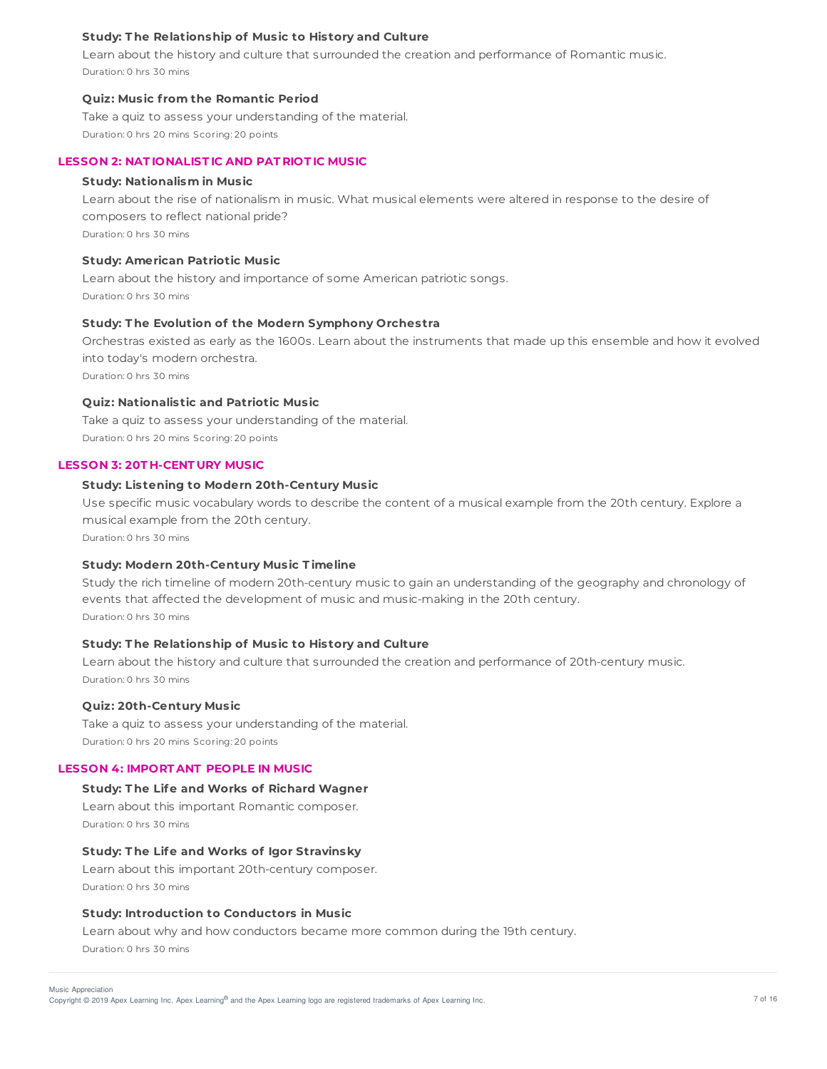#### Study: The Relationship of Music to History and Culture

Learn about the history and culture that surrounded the creation and performance of Romantic music.

Duration: 0 hrs 30 mins

#### Quiz: Music from the Romantic Period

Take a quiz to assess your understanding of the material.

Duration: 0 hrs 20 mins Scoring: 20 points

### LESSON 2: NATIONALISTIC AND PATRIOTIC MUSIC

#### Study: Nationalism in Music

Learn about the rise of nationalism in music. What musical elements were altered in response to the desire of composers to reflect national pride?

Duration: 0 hrs 30 mins

#### Study: American Patriotic Music

Learn about the history and importance of some American patriotic songs.

Duration: 0 hrs 30 mins

#### Study: The Evolution of the Modern Symphony Orchestra

Orchestras existed as early as the 1600s. Learn about the instruments that made up this ensemble and how it evolved into today's modern orchestra.

Duration: 0 hrs 30 mins

#### Quiz: Nationalistic and Patriotic Music

Take a quiz to assess your understanding of the material.

Duration: 0 hrs 20 mins Scoring: 20 points

### LESSON 3: 20TH-CENTURY MUSIC

#### Study: Listening to Modern 20th-Century Music

Use specific music vocabulary words to describe the content of a musical example from the 20th century. Explore a musical example from the 20th century.

Duration: 0 hrs 30 mins

#### Study: Modern 20th-Century Music Timeline

Study the rich timeline of modern 20th-century music to gain an understanding of the geography and chronology of events that affected the development of music and music-making in the 20th century.

Duration: 0 hrs 30 mins

#### Study: The Relationship of Music to History and Culture

Learn about the history and culture that surrounded the creation and performance of 20th-century music.

Duration: 0 hrs 30 mins

#### Quiz: 20th-Century Music

Take a quiz to assess your understanding of the material.

Duration: 0 hrs 20 mins Scoring: 20 points

### LESSON 4: IMPORTANT PEOPLE IN MUSIC

#### Study: The Life and Works of Richard Wagner

Learn about this important Romantic composer.

Duration: 0 hrs 30 mins

#### Study: The Life and Works of Igor Stravinsky

Learn about this important 20th-century composer.

Duration: 0 hrs 30 mins

#### Study: Introduction to Conductors in Music

Learn about why and how conductors became more common during the 19th century.

Duration: 0 hrs 30 mins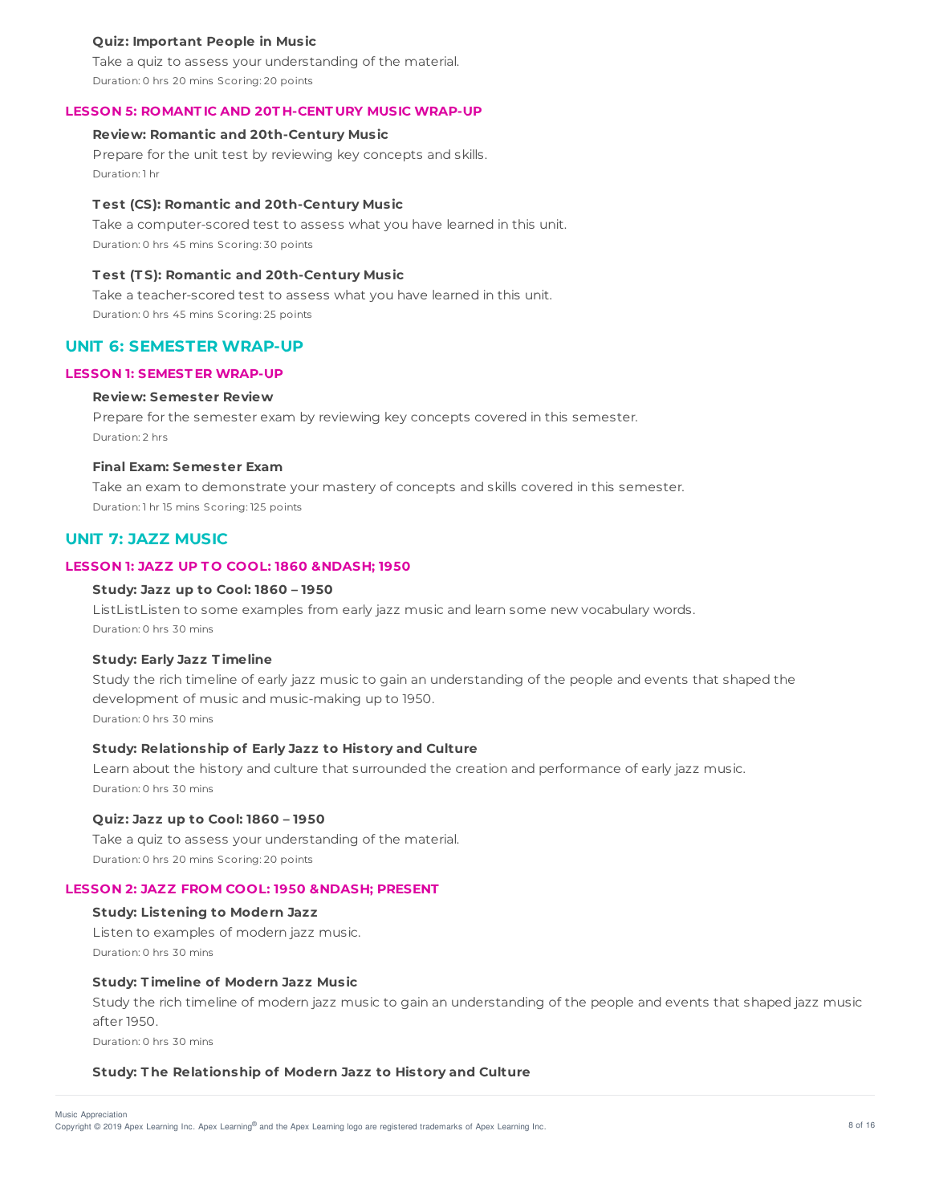### Quiz: Important People in Music

Take a quiz to assess your understanding of the material.

Duration: 0 hrs 20 mins Scoring: 20 points

## LESSON 5: ROMANTIC AND 20TH-CENTURY MUSIC WRAP-UP

### Review: Romantic and 20th-Century Music

Prepare for the unit test by reviewing key concepts and skills.

Duration: 1 hr

### Test (CS): Romantic and 20th-Century Music

Take a computer-scored test to assess what you have learned in this unit.

Duration: 0 hrs 45 mins Scoring: 30 points

### Test (TS): Romantic and 20th-Century Music

Take a teacher-scored test to assess what you have learned in this unit.

Duration: 0 hrs 45 mins Scoring: 25 points

# UNIT 6: SEMESTER WRAP-UP

## LESSON 1: SEMESTER WRAP-UP

### Review: Semester Review

Prepare for the semester exam by reviewing key concepts covered in this semester.

Duration: 2 hrs

### Final Exam: Semester Exam

Take an exam to demonstrate your mastery of concepts and skills covered in this semester.

Duration: 1 hr 15 mins Scoring: 125 points

# UNIT 7: JAZZ MUSIC

## LESSON 1: JAZZ UP TO COOL: 1860 &NDASH; 1950

### Study: Jazz up to Cool: 1860 – 1950

ListListListen to some examples from early jazz music and learn some new vocabulary words.

Duration: 0 hrs 30 mins

### Study: Early Jazz Timeline

Study the rich timeline of early jazz music to gain an understanding of the people and events that shaped the development of music and music-making up to 1950.

Duration: 0 hrs 30 mins

### Study: Relationship of Early Jazz to History and Culture

Learn about the history and culture that surrounded the creation and performance of early jazz music.

Duration: 0 hrs 30 mins

### Quiz: Jazz up to Cool: 1860 – 1950

Take a quiz to assess your understanding of the material.

Duration: 0 hrs 20 mins Scoring: 20 points

## LESSON 2: JAZZ FROM COOL: 1950 &NDASH; PRESENT

### Study: Listening to Modern Jazz

Listen to examples of modern jazz music.

Duration: 0 hrs 30 mins

### Study: Timeline of Modern Jazz Music

Study the rich timeline of modern jazz music to gain an understanding of the people and events that shaped jazz music after 1950.

Duration: 0 hrs 30 mins

### Study: The Relationship of Modern Jazz to History and Culture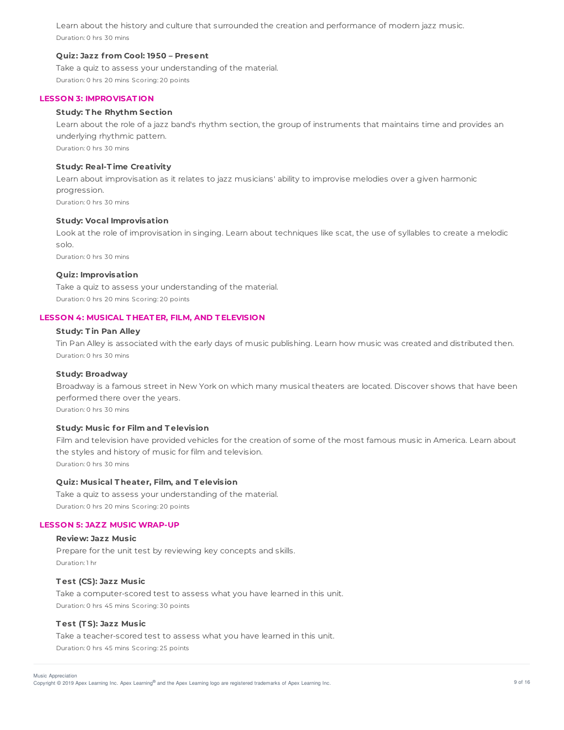Learn about the history and culture that surrounded the creation and performance of modern jazz music.

Duration: 0 hrs 30 mins

**Quiz: Jazz from Cool: 1950 – Present**

Take a quiz to assess your understanding of the material.

Duration: 0 hrs 20 mins Scoring: 20 points

## LESSON 3: IMPROVISATION

**Study: The Rhythm Section**

Learn about the role of a jazz band's rhythm section, the group of instruments that maintains time and provides an underlying rhythmic pattern.

Duration: 0 hrs 30 mins

**Study: Real-Time Creativity**

Learn about improvisation as it relates to jazz musicians' ability to improvise melodies over a given harmonic progression.

Duration: 0 hrs 30 mins

**Study: Vocal Improvisation**

Look at the role of improvisation in singing. Learn about techniques like scat, the use of syllables to create a melodic solo.

Duration: 0 hrs 30 mins

**Quiz: Improvisation**

Take a quiz to assess your understanding of the material.

Duration: 0 hrs 20 mins Scoring: 20 points

## LESSON 4: MUSICAL THEATER, FILM, AND TELEVISION

**Study: Tin Pan Alley**

Tin Pan Alley is associated with the early days of music publishing. Learn how music was created and distributed then.

Duration: 0 hrs 30 mins

**Study: Broadway**

Broadway is a famous street in New York on which many musical theaters are located. Discover shows that have been performed there over the years.

Duration: 0 hrs 30 mins

**Study: Music for Film and Television**

Film and television have provided vehicles for the creation of some of the most famous music in America. Learn about the styles and history of music for film and television.

Duration: 0 hrs 30 mins

**Quiz: Musical Theater, Film, and Television**

Take a quiz to assess your understanding of the material.

Duration: 0 hrs 20 mins Scoring: 20 points

## LESSON 5: JAZZ MUSIC WRAP-UP

**Review: Jazz Music**

Prepare for the unit test by reviewing key concepts and skills.

Duration: 1 hr

**Test (CS): Jazz Music**

Take a computer-scored test to assess what you have learned in this unit.

Duration: 0 hrs 45 mins Scoring: 30 points

**Test (TS): Jazz Music**

Take a teacher-scored test to assess what you have learned in this unit.

Duration: 0 hrs 45 mins Scoring: 25 points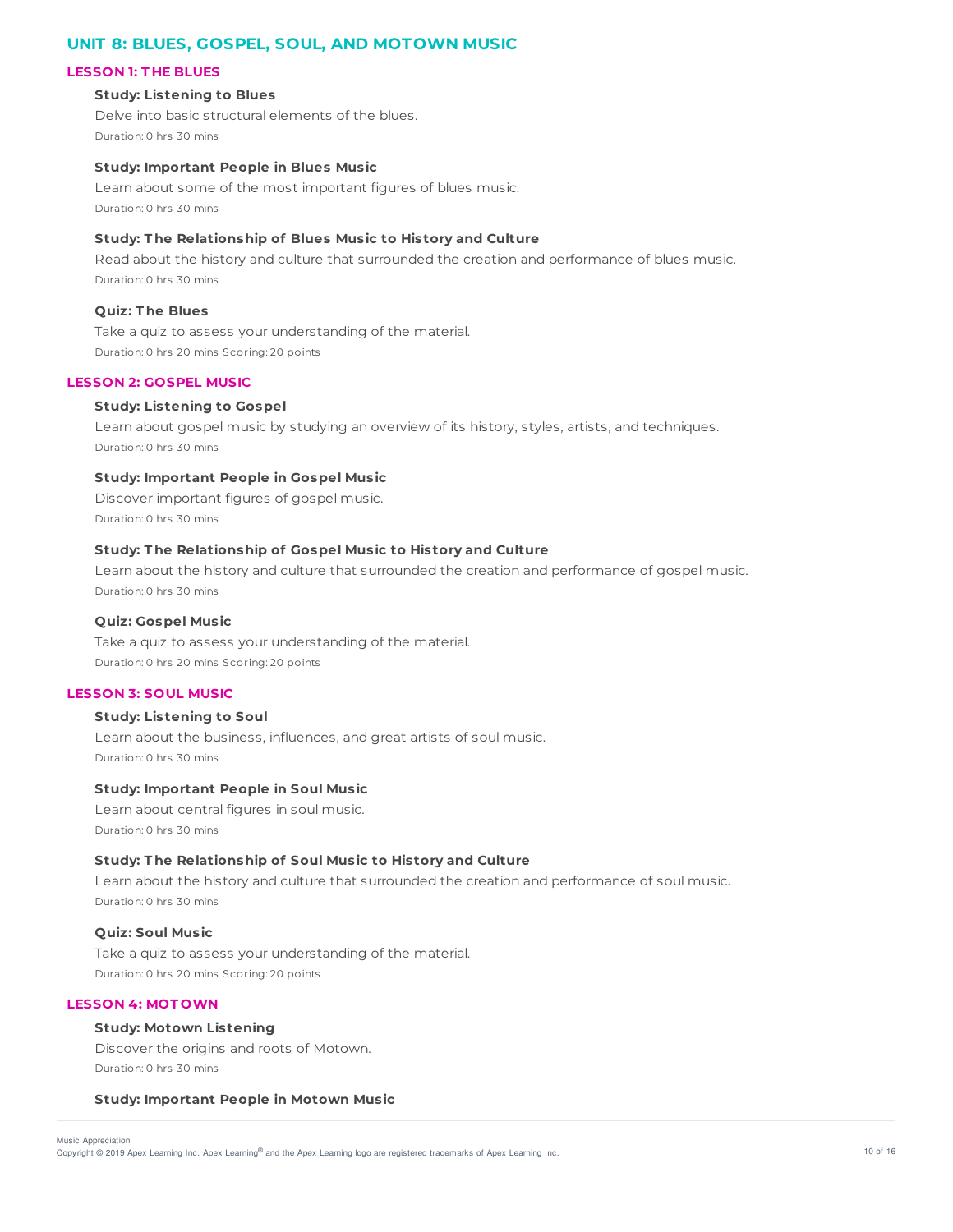## UNIT 8: BLUES, GOSPEL, SOUL, AND MOTOWN MUSIC

### LESSON 1: THE BLUES

**Study: Listening to Blues**

Delve into basic structural elements of the blues.

Duration: 0 hrs 30 mins

**Study: Important People in Blues Music**

Learn about some of the most important figures of blues music.

Duration: 0 hrs 30 mins

**Study: The Relationship of Blues Music to History and Culture**

Read about the history and culture that surrounded the creation and performance of blues music.

Duration: 0 hrs 30 mins

**Quiz: The Blues**

Take a quiz to assess your understanding of the material.

Duration: 0 hrs 20 mins Scoring: 20 points

### LESSON 2: GOSPEL MUSIC

**Study: Listening to Gospel**

Learn about gospel music by studying an overview of its history, styles, artists, and techniques.

Duration: 0 hrs 30 mins

**Study: Important People in Gospel Music**

Discover important figures of gospel music.

Duration: 0 hrs 30 mins

**Study: The Relationship of Gospel Music to History and Culture**

Learn about the history and culture that surrounded the creation and performance of gospel music.

Duration: 0 hrs 30 mins

**Quiz: Gospel Music**

Take a quiz to assess your understanding of the material.

Duration: 0 hrs 20 mins Scoring: 20 points

### LESSON 3: SOUL MUSIC

**Study: Listening to Soul**

Learn about the business, influences, and great artists of soul music.

Duration: 0 hrs 30 mins

**Study: Important People in Soul Music**

Learn about central figures in soul music.

Duration: 0 hrs 30 mins

**Study: The Relationship of Soul Music to History and Culture**

Learn about the history and culture that surrounded the creation and performance of soul music.

Duration: 0 hrs 30 mins

**Quiz: Soul Music**

Take a quiz to assess your understanding of the material.

Duration: 0 hrs 20 mins Scoring: 20 points

### LESSON 4: MOTOWN

**Study: Motown Listening**

Discover the origins and roots of Motown.

Duration: 0 hrs 30 mins

**Study: Important People in Motown Music**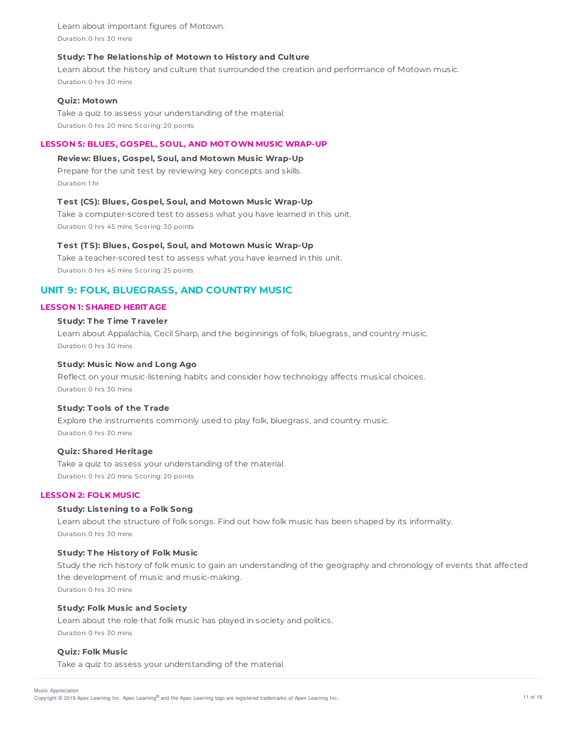Learn about important figures of Motown.
Duration: 0 hrs 30 mins

**Study: The Relationship of Motown to History and Culture**
Learn about the history and culture that surrounded the creation and performance of Motown music.
Duration: 0 hrs 30 mins

**Quiz: Motown**
Take a quiz to assess your understanding of the material.
Duration: 0 hrs 20 mins Scoring: 20 points

### LESSON 5: BLUES, GOSPEL, SOUL, AND MOTOWN MUSIC WRAP-UP

**Review: Blues, Gospel, Soul, and Motown Music Wrap-Up**
Prepare for the unit test by reviewing key concepts and skills.
Duration: 1 hr

**Test (CS): Blues, Gospel, Soul, and Motown Music Wrap-Up**
Take a computer-scored test to assess what you have learned in this unit.
Duration: 0 hrs 45 mins Scoring: 30 points

**Test (TS): Blues, Gospel, Soul, and Motown Music Wrap-Up**
Take a teacher-scored test to assess what you have learned in this unit.
Duration: 0 hrs 45 mins Scoring: 25 points

## UNIT 9: FOLK, BLUEGRASS, AND COUNTRY MUSIC

### LESSON 1: SHARED HERITAGE

**Study: The Time Traveler**
Learn about Appalachia, Cecil Sharp, and the beginnings of folk, bluegrass, and country music.
Duration: 0 hrs 30 mins

**Study: Music Now and Long Ago**
Reflect on your music-listening habits and consider how technology affects musical choices.
Duration: 0 hrs 30 mins

**Study: Tools of the Trade**
Explore the instruments commonly used to play folk, bluegrass, and country music.
Duration: 0 hrs 30 mins

**Quiz: Shared Heritage**
Take a quiz to assess your understanding of the material.
Duration: 0 hrs 20 mins Scoring: 20 points

### LESSON 2: FOLK MUSIC

**Study: Listening to a Folk Song**
Learn about the structure of folk songs. Find out how folk music has been shaped by its informality.
Duration: 0 hrs 30 mins

**Study: The History of Folk Music**
Study the rich history of folk music to gain an understanding of the geography and chronology of events that affected the development of music and music-making.
Duration: 0 hrs 30 mins

**Study: Folk Music and Society**
Learn about the role that folk music has played in society and politics.
Duration: 0 hrs 30 mins

**Quiz: Folk Music**
Take a quiz to assess your understanding of the material.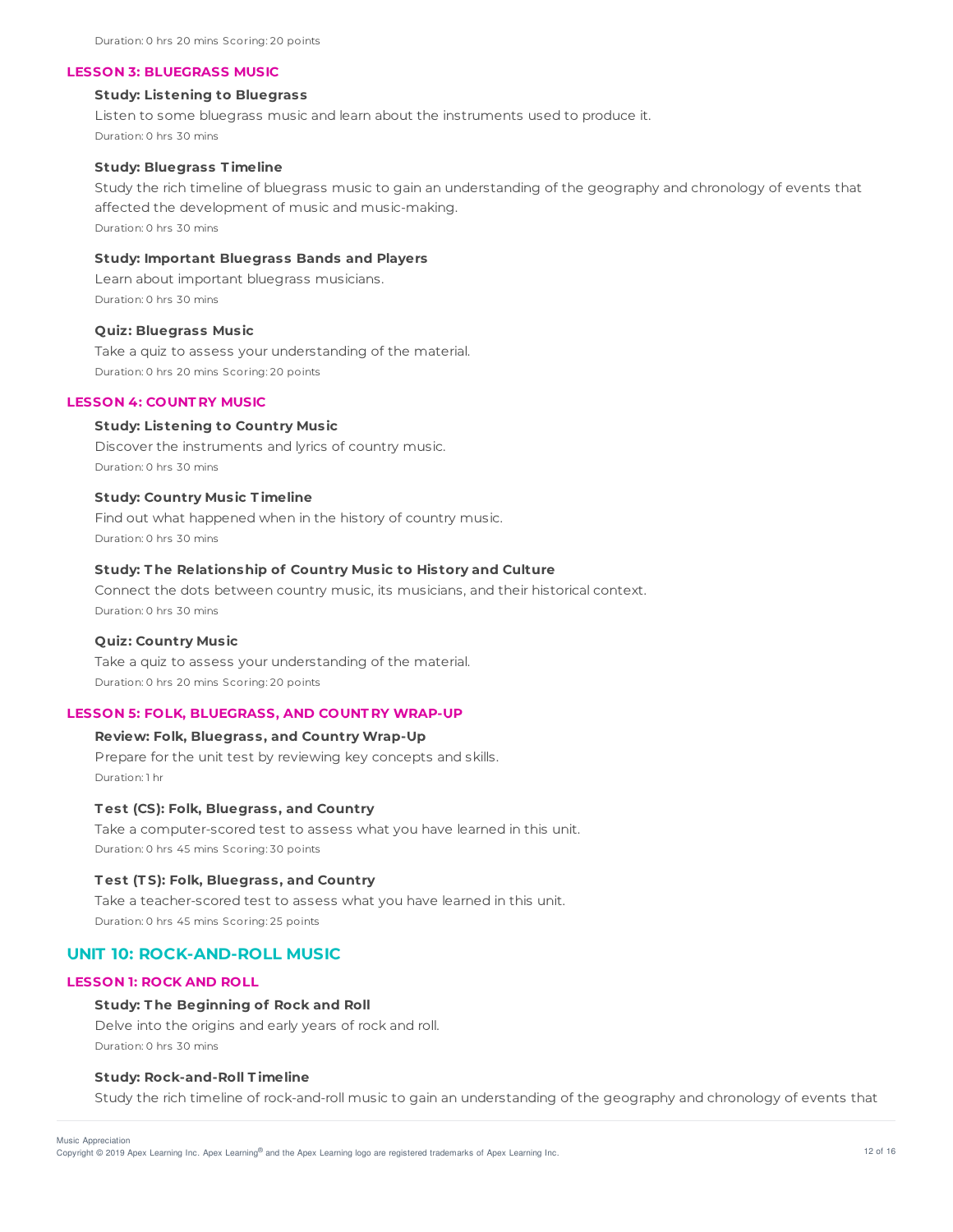Duration: 0 hrs 20 mins Scoring: 20 points

### LESSON 3: BLUEGRASS MUSIC

**Study: Listening to Bluegrass**

Listen to some bluegrass music and learn about the instruments used to produce it.

Duration: 0 hrs 30 mins

**Study: Bluegrass Timeline**

Study the rich timeline of bluegrass music to gain an understanding of the geography and chronology of events that affected the development of music and music-making.

Duration: 0 hrs 30 mins

**Study: Important Bluegrass Bands and Players**

Learn about important bluegrass musicians.

Duration: 0 hrs 30 mins

**Quiz: Bluegrass Music**

Take a quiz to assess your understanding of the material.

Duration: 0 hrs 20 mins Scoring: 20 points

### LESSON 4: COUNTRY MUSIC

**Study: Listening to Country Music**

Discover the instruments and lyrics of country music.

Duration: 0 hrs 30 mins

**Study: Country Music Timeline**

Find out what happened when in the history of country music.

Duration: 0 hrs 30 mins

**Study: The Relationship of Country Music to History and Culture**

Connect the dots between country music, its musicians, and their historical context.

Duration: 0 hrs 30 mins

**Quiz: Country Music**

Take a quiz to assess your understanding of the material.

Duration: 0 hrs 20 mins Scoring: 20 points

### LESSON 5: FOLK, BLUEGRASS, AND COUNTRY WRAP-UP

**Review: Folk, Bluegrass, and Country Wrap-Up**

Prepare for the unit test by reviewing key concepts and skills.

Duration: 1 hr

**Test (CS): Folk, Bluegrass, and Country**

Take a computer-scored test to assess what you have learned in this unit.

Duration: 0 hrs 45 mins Scoring: 30 points

**Test (TS): Folk, Bluegrass, and Country**

Take a teacher-scored test to assess what you have learned in this unit.

Duration: 0 hrs 45 mins Scoring: 25 points

## UNIT 10: ROCK-AND-ROLL MUSIC

### LESSON 1: ROCK AND ROLL

**Study: The Beginning of Rock and Roll**

Delve into the origins and early years of rock and roll.

Duration: 0 hrs 30 mins

**Study: Rock-and-Roll Timeline**

Study the rich timeline of rock-and-roll music to gain an understanding of the geography and chronology of events that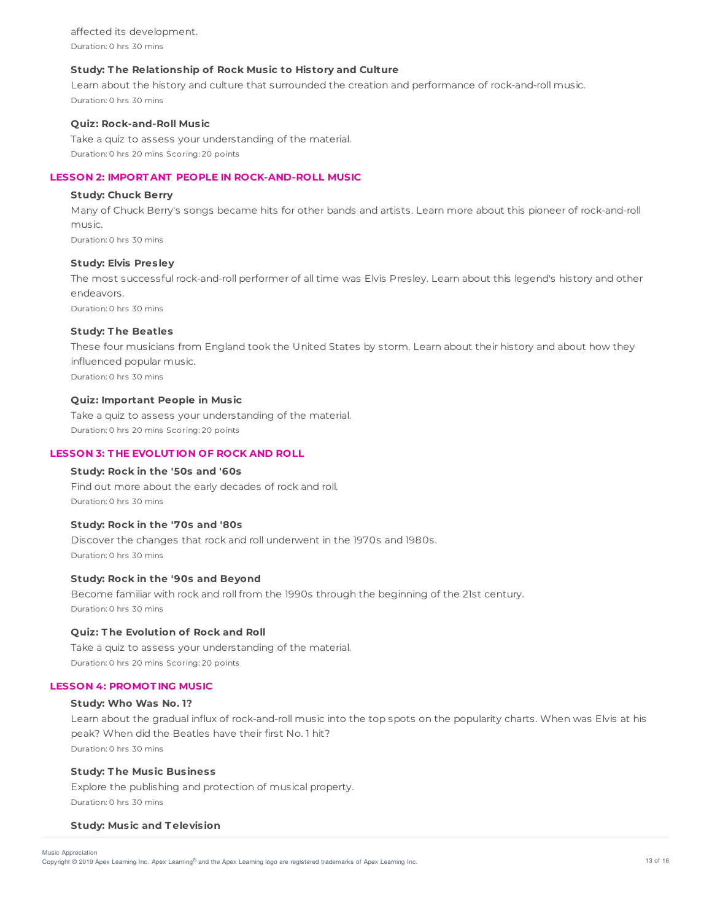affected its development.

Duration: 0 hrs 30 mins

**Study: The Relationship of Rock Music to History and Culture**

Learn about the history and culture that surrounded the creation and performance of rock-and-roll music.

Duration: 0 hrs 30 mins

**Quiz: Rock-and-Roll Music**

Take a quiz to assess your understanding of the material.

Duration: 0 hrs 20 mins Scoring: 20 points

### LESSON 2: IMPORTANT PEOPLE IN ROCK-AND-ROLL MUSIC

**Study: Chuck Berry**

Many of Chuck Berry's songs became hits for other bands and artists. Learn more about this pioneer of rock-and-roll music.

Duration: 0 hrs 30 mins

**Study: Elvis Presley**

The most successful rock-and-roll performer of all time was Elvis Presley. Learn about this legend's history and other endeavors.

Duration: 0 hrs 30 mins

**Study: The Beatles**

These four musicians from England took the United States by storm. Learn about their history and about how they influenced popular music.

Duration: 0 hrs 30 mins

**Quiz: Important People in Music**

Take a quiz to assess your understanding of the material.

Duration: 0 hrs 20 mins Scoring: 20 points

### LESSON 3: THE EVOLUTION OF ROCK AND ROLL

**Study: Rock in the '50s and '60s**

Find out more about the early decades of rock and roll.

Duration: 0 hrs 30 mins

**Study: Rock in the '70s and '80s**

Discover the changes that rock and roll underwent in the 1970s and 1980s.

Duration: 0 hrs 30 mins

**Study: Rock in the '90s and Beyond**

Become familiar with rock and roll from the 1990s through the beginning of the 21st century.

Duration: 0 hrs 30 mins

**Quiz: The Evolution of Rock and Roll**

Take a quiz to assess your understanding of the material.

Duration: 0 hrs 20 mins Scoring: 20 points

### LESSON 4: PROMOTING MUSIC

**Study: Who Was No. 1?**

Learn about the gradual influx of rock-and-roll music into the top spots on the popularity charts. When was Elvis at his peak? When did the Beatles have their first No. 1 hit?

Duration: 0 hrs 30 mins

**Study: The Music Business**

Explore the publishing and protection of musical property.

Duration: 0 hrs 30 mins

**Study: Music and Television**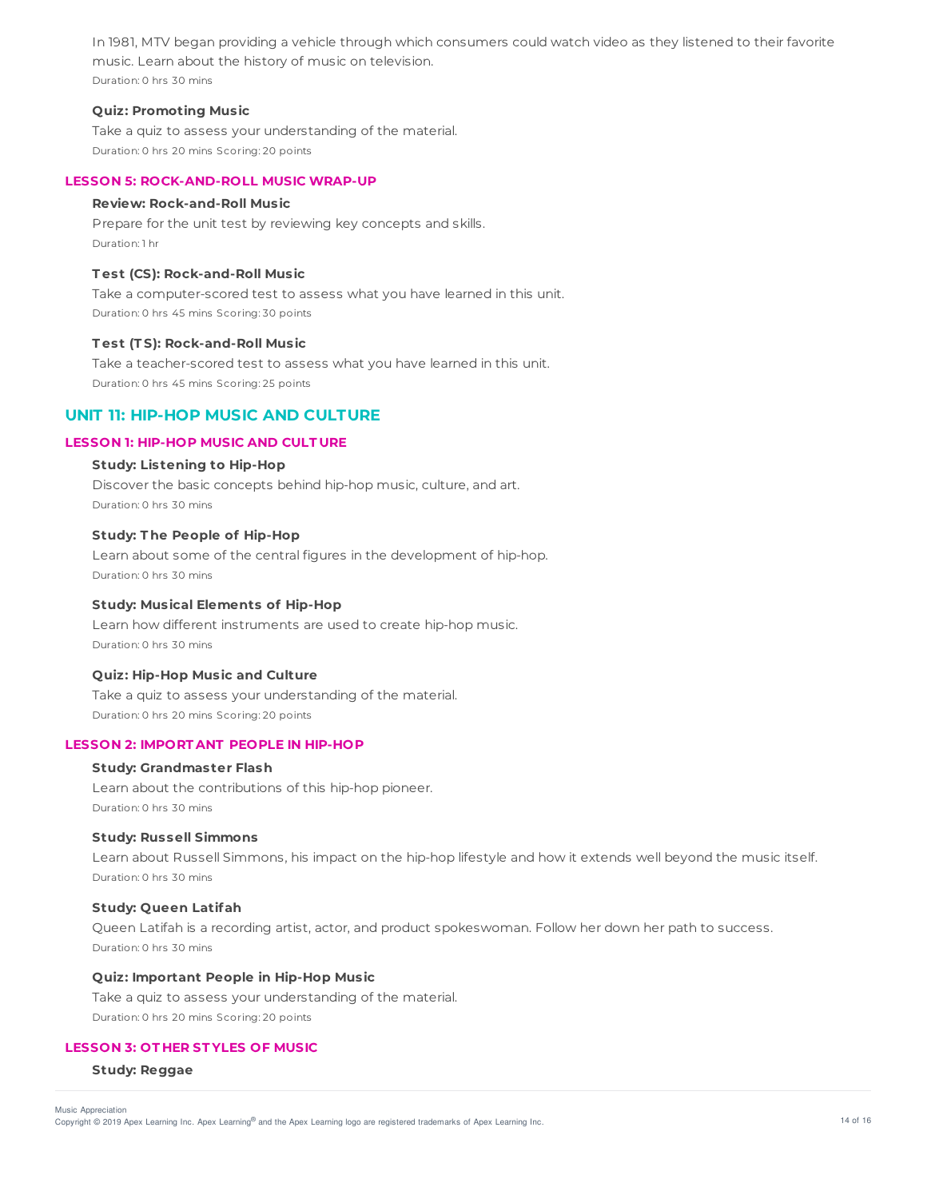In 1981, MTV began providing a vehicle through which consumers could watch video as they listened to their favorite music. Learn about the history of music on television.

Duration: 0 hrs 30 mins

**Quiz: Promoting Music**

Take a quiz to assess your understanding of the material.

Duration: 0 hrs 20 mins Scoring: 20 points

### LESSON 5: ROCK-AND-ROLL MUSIC WRAP-UP

**Review: Rock-and-Roll Music**

Prepare for the unit test by reviewing key concepts and skills.

Duration: 1 hr

**Test (CS): Rock-and-Roll Music**

Take a computer-scored test to assess what you have learned in this unit.

Duration: 0 hrs 45 mins Scoring: 30 points

**Test (TS): Rock-and-Roll Music**

Take a teacher-scored test to assess what you have learned in this unit.

Duration: 0 hrs 45 mins Scoring: 25 points

## UNIT 11: HIP-HOP MUSIC AND CULTURE

### LESSON 1: HIP-HOP MUSIC AND CULTURE

**Study: Listening to Hip-Hop**

Discover the basic concepts behind hip-hop music, culture, and art.

Duration: 0 hrs 30 mins

**Study: The People of Hip-Hop**

Learn about some of the central figures in the development of hip-hop.

Duration: 0 hrs 30 mins

**Study: Musical Elements of Hip-Hop**

Learn how different instruments are used to create hip-hop music.

Duration: 0 hrs 30 mins

**Quiz: Hip-Hop Music and Culture**

Take a quiz to assess your understanding of the material.

Duration: 0 hrs 20 mins Scoring: 20 points

### LESSON 2: IMPORTANT PEOPLE IN HIP-HOP

**Study: Grandmaster Flash**

Learn about the contributions of this hip-hop pioneer.

Duration: 0 hrs 30 mins

**Study: Russell Simmons**

Learn about Russell Simmons, his impact on the hip-hop lifestyle and how it extends well beyond the music itself.

Duration: 0 hrs 30 mins

**Study: Queen Latifah**

Queen Latifah is a recording artist, actor, and product spokeswoman. Follow her down her path to success.

Duration: 0 hrs 30 mins

**Quiz: Important People in Hip-Hop Music**

Take a quiz to assess your understanding of the material.

Duration: 0 hrs 20 mins Scoring: 20 points

### LESSON 3: OTHER STYLES OF MUSIC

**Study: Reggae**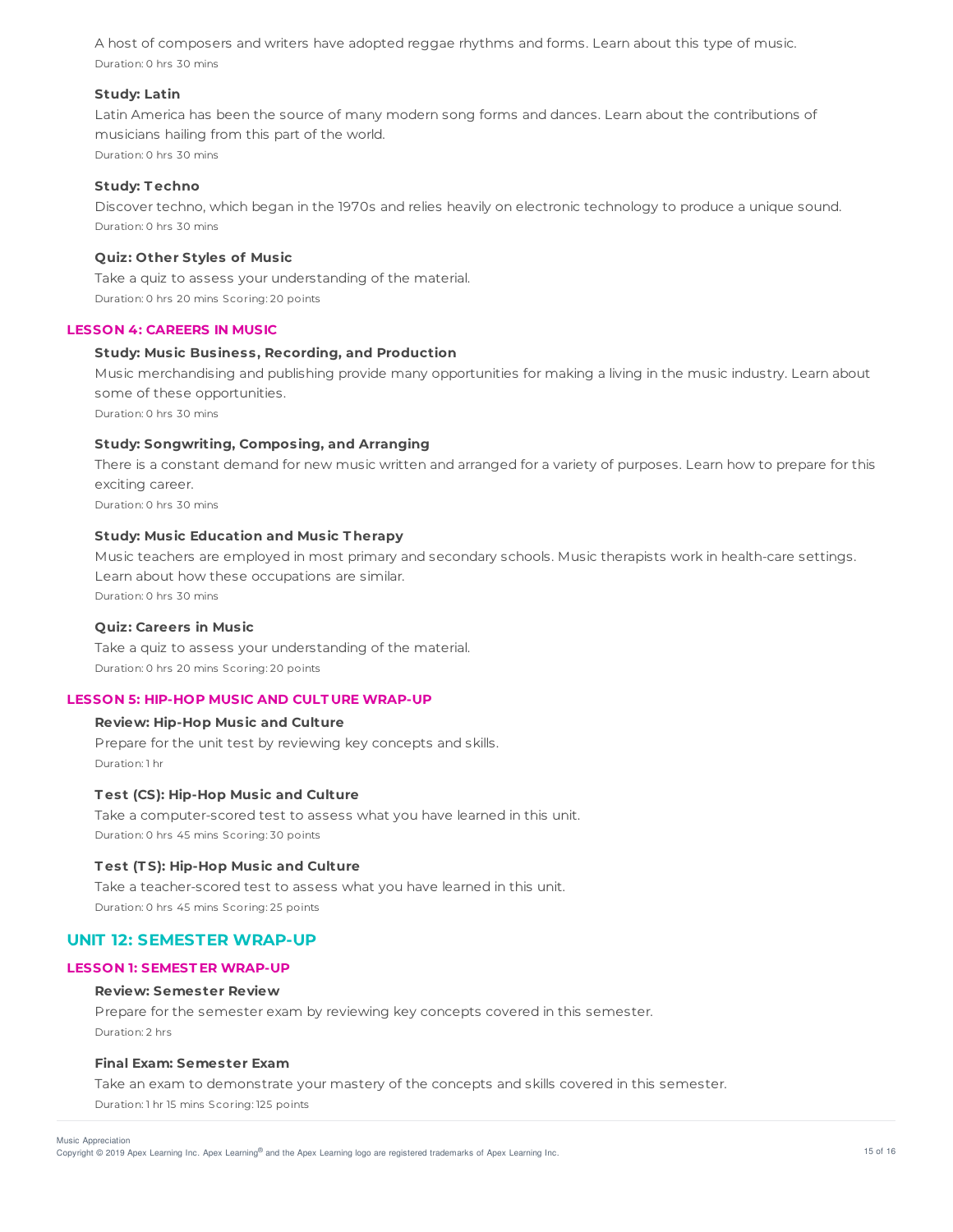A host of composers and writers have adopted reggae rhythms and forms. Learn about this type of music.

Duration: 0 hrs 30 mins

**Study: Latin**

Latin America has been the source of many modern song forms and dances. Learn about the contributions of musicians hailing from this part of the world.

Duration: 0 hrs 30 mins

**Study: Techno**

Discover techno, which began in the 1970s and relies heavily on electronic technology to produce a unique sound.

Duration: 0 hrs 30 mins

**Quiz: Other Styles of Music**

Take a quiz to assess your understanding of the material.

Duration: 0 hrs 20 mins Scoring: 20 points

### LESSON 4: CAREERS IN MUSIC

**Study: Music Business, Recording, and Production**

Music merchandising and publishing provide many opportunities for making a living in the music industry. Learn about some of these opportunities.

Duration: 0 hrs 30 mins

**Study: Songwriting, Composing, and Arranging**

There is a constant demand for new music written and arranged for a variety of purposes. Learn how to prepare for this exciting career.

Duration: 0 hrs 30 mins

**Study: Music Education and Music Therapy**

Music teachers are employed in most primary and secondary schools. Music therapists work in health-care settings. Learn about how these occupations are similar.

Duration: 0 hrs 30 mins

**Quiz: Careers in Music**

Take a quiz to assess your understanding of the material.

Duration: 0 hrs 20 mins Scoring: 20 points

### LESSON 5: HIP-HOP MUSIC AND CULTURE WRAP-UP

**Review: Hip-Hop Music and Culture**

Prepare for the unit test by reviewing key concepts and skills.

Duration: 1 hr

**Test (CS): Hip-Hop Music and Culture**

Take a computer-scored test to assess what you have learned in this unit.

Duration: 0 hrs 45 mins Scoring: 30 points

**Test (TS): Hip-Hop Music and Culture**

Take a teacher-scored test to assess what you have learned in this unit.

Duration: 0 hrs 45 mins Scoring: 25 points

## UNIT 12: SEMESTER WRAP-UP

### LESSON 1: SEMESTER WRAP-UP

**Review: Semester Review**

Prepare for the semester exam by reviewing key concepts covered in this semester.

Duration: 2 hrs

**Final Exam: Semester Exam**

Take an exam to demonstrate your mastery of the concepts and skills covered in this semester.

Duration: 1 hr 15 mins Scoring: 125 points